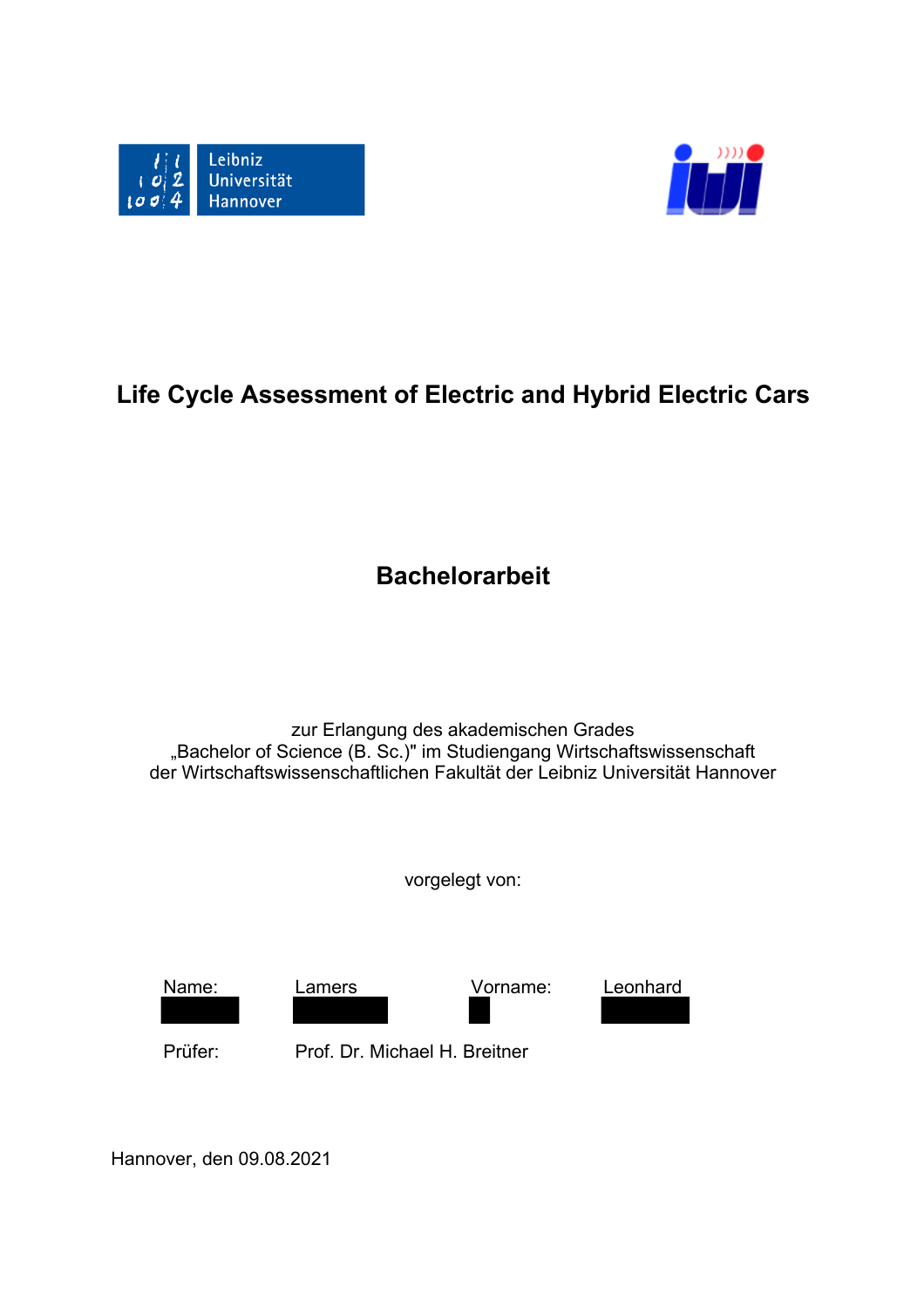# Life Cycle Assessment of Electric and Hybrid Electric Cars

## Bachelorarbeit

zur Erlangung des akademischen Grades
„Bachelor of Science (B. Sc.)" im Studiengang Wirtschaftswissenschaft
der Wirtschaftswissenschaftlichen Fakultät der Leibniz Universität Hannover

vorgelegt von:

| Name: | Lamers | Vorname: | Leonhard |
|---|---|---|---|
| Prüfer: | Prof. Dr. Michael H. Breitner | | |

Hannover, den 09.08.2021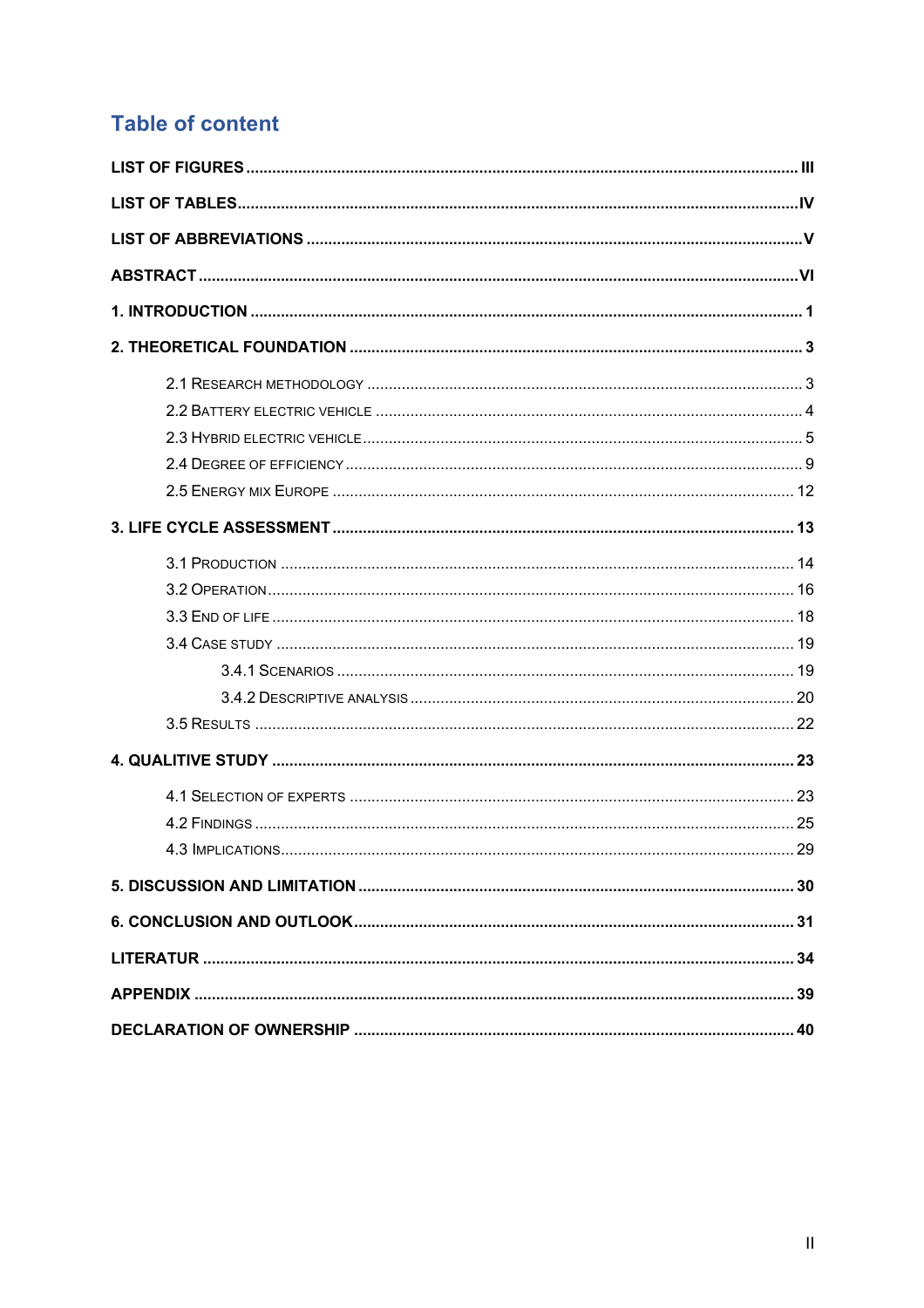## Table of content

**LIST OF FIGURES** ........ III

**LIST OF TABLES** ........ IV

**LIST OF ABBREVIATIONS** ........ V

**ABSTRACT** ........ VI

**1. INTRODUCTION** ........ 1

**2. THEORETICAL FOUNDATION** ........ 3

- 2.1 Research methodology ........ 3
- 2.2 Battery electric vehicle ........ 4
- 2.3 Hybrid electric vehicle ........ 5
- 2.4 Degree of efficiency ........ 9
- 2.5 Energy mix Europe ........ 12

**3. LIFE CYCLE ASSESSMENT** ........ 13

- 3.1 Production ........ 14
- 3.2 Operation ........ 16
- 3.3 End of life ........ 18
- 3.4 Case study ........ 19
  - 3.4.1 Scenarios ........ 19
  - 3.4.2 Descriptive analysis ........ 20
- 3.5 Results ........ 22

**4. QUALITIVE STUDY** ........ 23

- 4.1 Selection of experts ........ 23
- 4.2 Findings ........ 25
- 4.3 Implications ........ 29

**5. DISCUSSION AND LIMITATION** ........ 30

**6. CONCLUSION AND OUTLOOK** ........ 31

**LITERATUR** ........ 34

**APPENDIX** ........ 39

**DECLARATION OF OWNERSHIP** ........ 40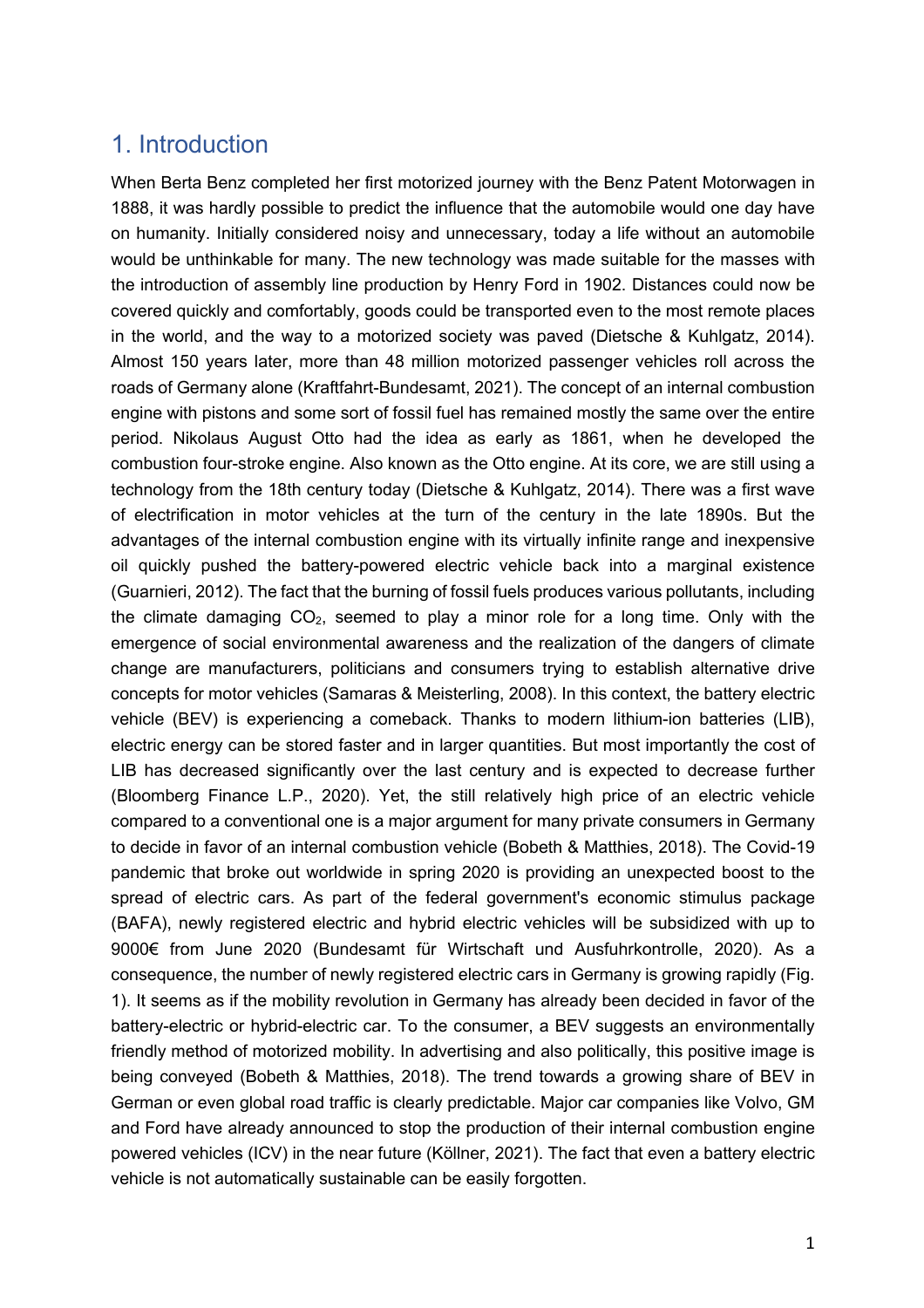## 1. Introduction

When Berta Benz completed her first motorized journey with the Benz Patent Motorwagen in 1888, it was hardly possible to predict the influence that the automobile would one day have on humanity. Initially considered noisy and unnecessary, today a life without an automobile would be unthinkable for many. The new technology was made suitable for the masses with the introduction of assembly line production by Henry Ford in 1902. Distances could now be covered quickly and comfortably, goods could be transported even to the most remote places in the world, and the way to a motorized society was paved (Dietsche & Kuhlgatz, 2014). Almost 150 years later, more than 48 million motorized passenger vehicles roll across the roads of Germany alone (Kraftfahrt-Bundesamt, 2021). The concept of an internal combustion engine with pistons and some sort of fossil fuel has remained mostly the same over the entire period. Nikolaus August Otto had the idea as early as 1861, when he developed the combustion four-stroke engine. Also known as the Otto engine. At its core, we are still using a technology from the 18th century today (Dietsche & Kuhlgatz, 2014). There was a first wave of electrification in motor vehicles at the turn of the century in the late 1890s. But the advantages of the internal combustion engine with its virtually infinite range and inexpensive oil quickly pushed the battery-powered electric vehicle back into a marginal existence (Guarnieri, 2012). The fact that the burning of fossil fuels produces various pollutants, including the climate damaging $CO_2$, seemed to play a minor role for a long time. Only with the emergence of social environmental awareness and the realization of the dangers of climate change are manufacturers, politicians and consumers trying to establish alternative drive concepts for motor vehicles (Samaras & Meisterling, 2008). In this context, the battery electric vehicle (BEV) is experiencing a comeback. Thanks to modern lithium-ion batteries (LIB), electric energy can be stored faster and in larger quantities. But most importantly the cost of LIB has decreased significantly over the last century and is expected to decrease further (Bloomberg Finance L.P., 2020). Yet, the still relatively high price of an electric vehicle compared to a conventional one is a major argument for many private consumers in Germany to decide in favor of an internal combustion vehicle (Bobeth & Matthies, 2018). The Covid-19 pandemic that broke out worldwide in spring 2020 is providing an unexpected boost to the spread of electric cars. As part of the federal government's economic stimulus package (BAFA), newly registered electric and hybrid electric vehicles will be subsidized with up to 9000€ from June 2020 (Bundesamt für Wirtschaft und Ausfuhrkontrolle, 2020). As a consequence, the number of newly registered electric cars in Germany is growing rapidly (Fig. 1). It seems as if the mobility revolution in Germany has already been decided in favor of the battery-electric or hybrid-electric car. To the consumer, a BEV suggests an environmentally friendly method of motorized mobility. In advertising and also politically, this positive image is being conveyed (Bobeth & Matthies, 2018). The trend towards a growing share of BEV in German or even global road traffic is clearly predictable. Major car companies like Volvo, GM and Ford have already announced to stop the production of their internal combustion engine powered vehicles (ICV) in the near future (Köllner, 2021). The fact that even a battery electric vehicle is not automatically sustainable can be easily forgotten.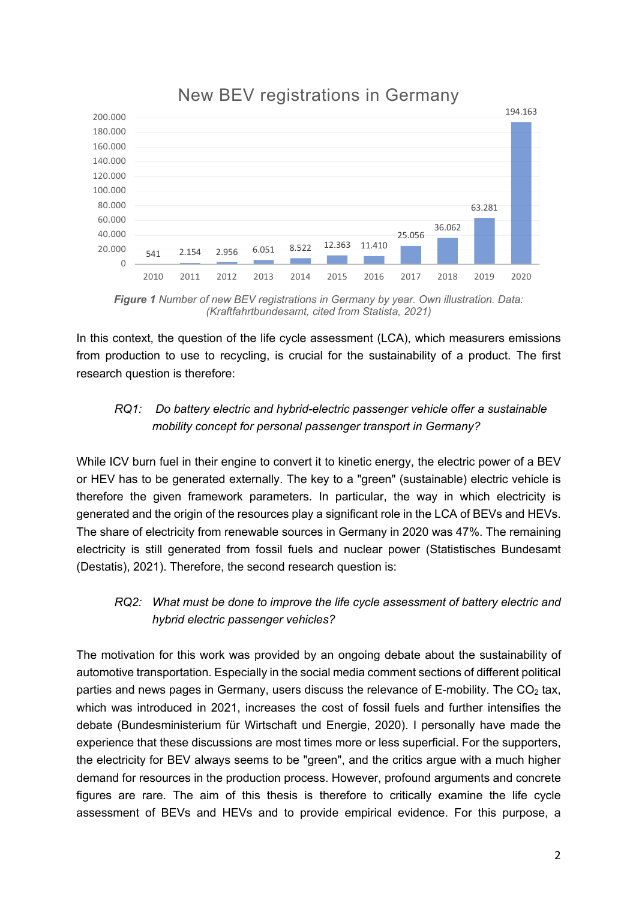**New BEV registrations in Germany**

| Year | 2010 | 2011 | 2012 | 2013 | 2014 | 2015 | 2016 | 2017 | 2018 | 2019 | 2020 |
|---|---|---|---|---|---|---|---|---|---|---|---|
| New BEV registrations | 541 | 2.154 | 2.956 | 6.051 | 8.522 | 12.363 | 11.410 | 25.056 | 36.062 | 63.281 | 194.163 |

***Figure 1*** *Number of new BEV registrations in Germany by year. Own illustration. Data: (Kraftfahrtbundesamt, cited from Statista, 2021)*

In this context, the question of the life cycle assessment (LCA), which measurers emissions from production to use to recycling, is crucial for the sustainability of a product. The first research question is therefore:

> *RQ1: Do battery electric and hybrid-electric passenger vehicle offer a sustainable mobility concept for personal passenger transport in Germany?*

While ICV burn fuel in their engine to convert it to kinetic energy, the electric power of a BEV or HEV has to be generated externally. The key to a "green" (sustainable) electric vehicle is therefore the given framework parameters. In particular, the way in which electricity is generated and the origin of the resources play a significant role in the LCA of BEVs and HEVs. The share of electricity from renewable sources in Germany in 2020 was 47%. The remaining electricity is still generated from fossil fuels and nuclear power (Statistisches Bundesamt (Destatis), 2021). Therefore, the second research question is:

> *RQ2: What must be done to improve the life cycle assessment of battery electric and hybrid electric passenger vehicles?*

The motivation for this work was provided by an ongoing debate about the sustainability of automotive transportation. Especially in the social media comment sections of different political parties and news pages in Germany, users discuss the relevance of E-mobility. The $CO_2$ tax, which was introduced in 2021, increases the cost of fossil fuels and further intensifies the debate (Bundesministerium für Wirtschaft und Energie, 2020). I personally have made the experience that these discussions are most times more or less superficial. For the supporters, the electricity for BEV always seems to be "green", and the critics argue with a much higher demand for resources in the production process. However, profound arguments and concrete figures are rare. The aim of this thesis is therefore to critically examine the life cycle assessment of BEVs and HEVs and to provide empirical evidence. For this purpose, a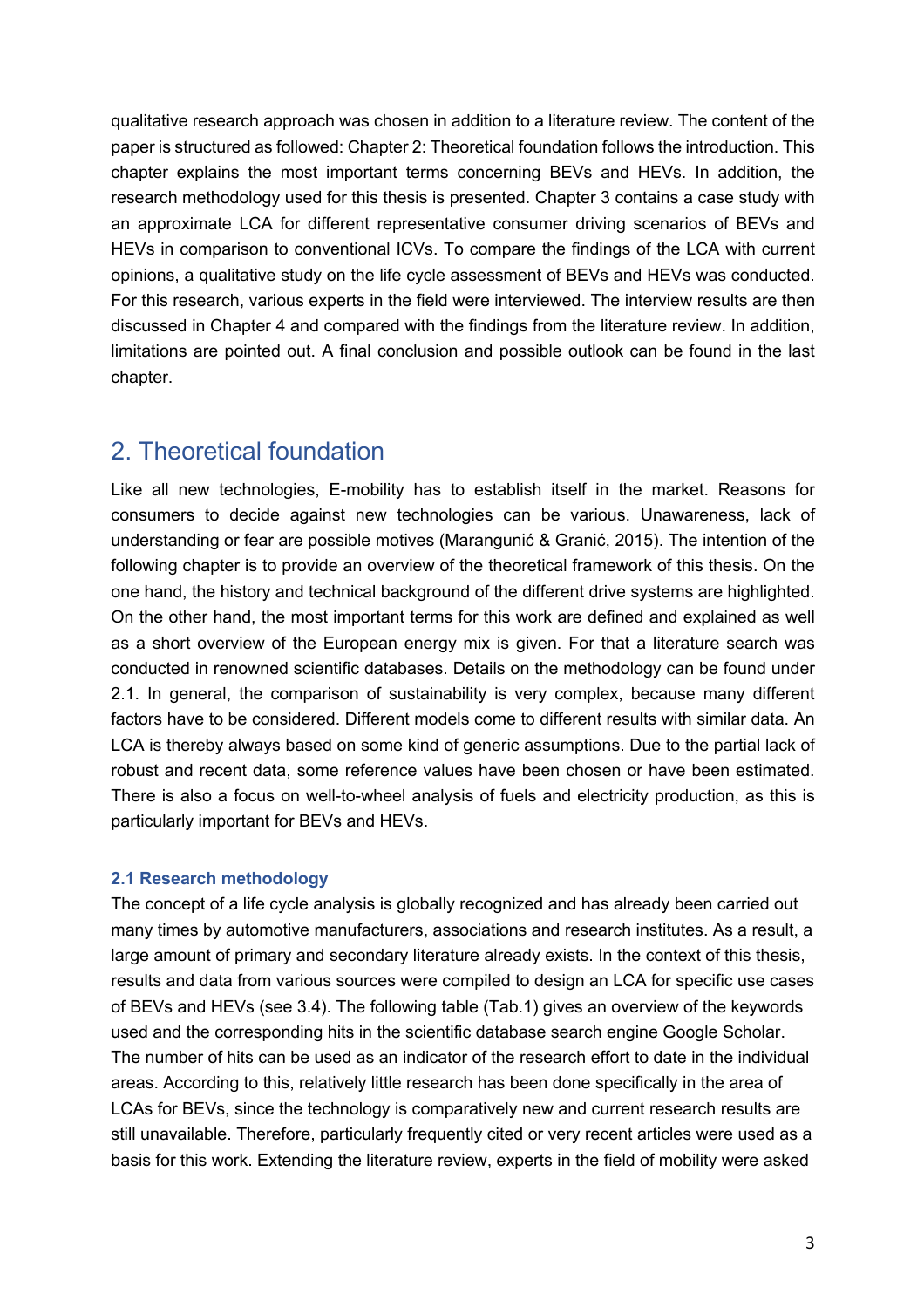qualitative research approach was chosen in addition to a literature review. The content of the paper is structured as followed: Chapter 2: Theoretical foundation follows the introduction. This chapter explains the most important terms concerning BEVs and HEVs. In addition, the research methodology used for this thesis is presented. Chapter 3 contains a case study with an approximate LCA for different representative consumer driving scenarios of BEVs and HEVs in comparison to conventional ICVs. To compare the findings of the LCA with current opinions, a qualitative study on the life cycle assessment of BEVs and HEVs was conducted. For this research, various experts in the field were interviewed. The interview results are then discussed in Chapter 4 and compared with the findings from the literature review. In addition, limitations are pointed out. A final conclusion and possible outlook can be found in the last chapter.

## 2. Theoretical foundation

Like all new technologies, E-mobility has to establish itself in the market. Reasons for consumers to decide against new technologies can be various. Unawareness, lack of understanding or fear are possible motives (Marangunić & Granić, 2015). The intention of the following chapter is to provide an overview of the theoretical framework of this thesis. On the one hand, the history and technical background of the different drive systems are highlighted. On the other hand, the most important terms for this work are defined and explained as well as a short overview of the European energy mix is given. For that a literature search was conducted in renowned scientific databases. Details on the methodology can be found under 2.1. In general, the comparison of sustainability is very complex, because many different factors have to be considered. Different models come to different results with similar data. An LCA is thereby always based on some kind of generic assumptions. Due to the partial lack of robust and recent data, some reference values have been chosen or have been estimated. There is also a focus on well-to-wheel analysis of fuels and electricity production, as this is particularly important for BEVs and HEVs.

### 2.1 Research methodology

The concept of a life cycle analysis is globally recognized and has already been carried out many times by automotive manufacturers, associations and research institutes. As a result, a large amount of primary and secondary literature already exists. In the context of this thesis, results and data from various sources were compiled to design an LCA for specific use cases of BEVs and HEVs (see 3.4). The following table (Tab.1) gives an overview of the keywords used and the corresponding hits in the scientific database search engine Google Scholar. The number of hits can be used as an indicator of the research effort to date in the individual areas. According to this, relatively little research has been done specifically in the area of LCAs for BEVs, since the technology is comparatively new and current research results are still unavailable. Therefore, particularly frequently cited or very recent articles were used as a basis for this work. Extending the literature review, experts in the field of mobility were asked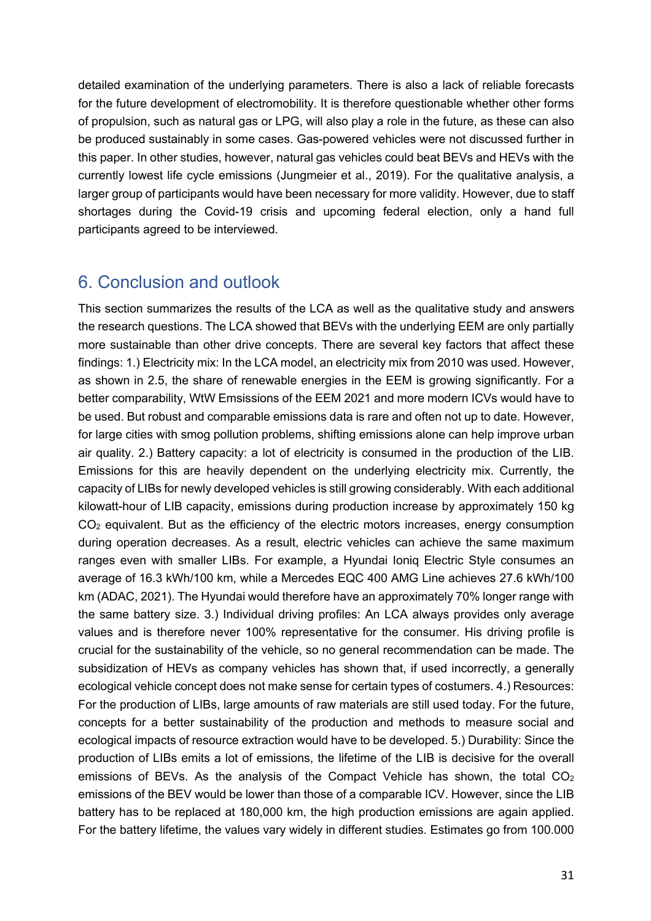detailed examination of the underlying parameters. There is also a lack of reliable forecasts for the future development of electromobility. It is therefore questionable whether other forms of propulsion, such as natural gas or LPG, will also play a role in the future, as these can also be produced sustainably in some cases. Gas-powered vehicles were not discussed further in this paper. In other studies, however, natural gas vehicles could beat BEVs and HEVs with the currently lowest life cycle emissions (Jungmeier et al., 2019). For the qualitative analysis, a larger group of participants would have been necessary for more validity. However, due to staff shortages during the Covid-19 crisis and upcoming federal election, only a hand full participants agreed to be interviewed.

## 6. Conclusion and outlook

This section summarizes the results of the LCA as well as the qualitative study and answers the research questions. The LCA showed that BEVs with the underlying EEM are only partially more sustainable than other drive concepts. There are several key factors that affect these findings: 1.) Electricity mix: In the LCA model, an electricity mix from 2010 was used. However, as shown in 2.5, the share of renewable energies in the EEM is growing significantly. For a better comparability, WtW Emsissions of the EEM 2021 and more modern ICVs would have to be used. But robust and comparable emissions data is rare and often not up to date. However, for large cities with smog pollution problems, shifting emissions alone can help improve urban air quality. 2.) Battery capacity: a lot of electricity is consumed in the production of the LIB. Emissions for this are heavily dependent on the underlying electricity mix. Currently, the capacity of LIBs for newly developed vehicles is still growing considerably. With each additional kilowatt-hour of LIB capacity, emissions during production increase by approximately 150 kg $CO_2$ equivalent. But as the efficiency of the electric motors increases, energy consumption during operation decreases. As a result, electric vehicles can achieve the same maximum ranges even with smaller LIBs. For example, a Hyundai Ioniq Electric Style consumes an average of 16.3 kWh/100 km, while a Mercedes EQC 400 AMG Line achieves 27.6 kWh/100 km (ADAC, 2021). The Hyundai would therefore have an approximately 70% longer range with the same battery size. 3.) Individual driving profiles: An LCA always provides only average values and is therefore never 100% representative for the consumer. His driving profile is crucial for the sustainability of the vehicle, so no general recommendation can be made. The subsidization of HEVs as company vehicles has shown that, if used incorrectly, a generally ecological vehicle concept does not make sense for certain types of costumers. 4.) Resources: For the production of LIBs, large amounts of raw materials are still used today. For the future, concepts for a better sustainability of the production and methods to measure social and ecological impacts of resource extraction would have to be developed. 5.) Durability: Since the production of LIBs emits a lot of emissions, the lifetime of the LIB is decisive for the overall emissions of BEVs. As the analysis of the Compact Vehicle has shown, the total $CO_2$ emissions of the BEV would be lower than those of a comparable ICV. However, since the LIB battery has to be replaced at 180,000 km, the high production emissions are again applied. For the battery lifetime, the values vary widely in different studies. Estimates go from 100.000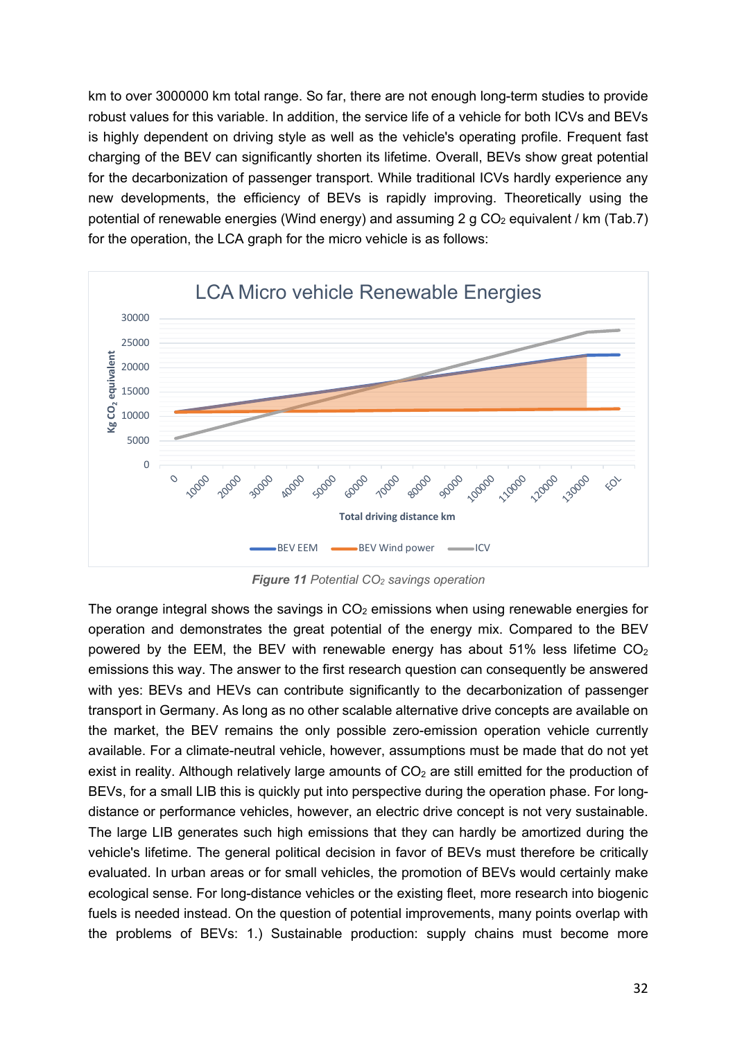km to over 3000000 km total range. So far, there are not enough long-term studies to provide robust values for this variable. In addition, the service life of a vehicle for both ICVs and BEVs is highly dependent on driving style as well as the vehicle's operating profile. Frequent fast charging of the BEV can significantly shorten its lifetime. Overall, BEVs show great potential for the decarbonization of passenger transport. While traditional ICVs hardly experience any new developments, the efficiency of BEVs is rapidly improving. Theoretically using the potential of renewable energies (Wind energy) and assuming 2 g $CO_2$ equivalent / km (Tab.7) for the operation, the LCA graph for the micro vehicle is as follows:

***Figure 11*** *Potential $CO_2$ savings operation*

The orange integral shows the savings in $CO_2$ emissions when using renewable energies for operation and demonstrates the great potential of the energy mix. Compared to the BEV powered by the EEM, the BEV with renewable energy has about 51% less lifetime $CO_2$ emissions this way. The answer to the first research question can consequently be answered with yes: BEVs and HEVs can contribute significantly to the decarbonization of passenger transport in Germany. As long as no other scalable alternative drive concepts are available on the market, the BEV remains the only possible zero-emission operation vehicle currently available. For a climate-neutral vehicle, however, assumptions must be made that do not yet exist in reality. Although relatively large amounts of $CO_2$ are still emitted for the production of BEVs, for a small LIB this is quickly put into perspective during the operation phase. For long-distance or performance vehicles, however, an electric drive concept is not very sustainable. The large LIB generates such high emissions that they can hardly be amortized during the vehicle's lifetime. The general political decision in favor of BEVs must therefore be critically evaluated. In urban areas or for small vehicles, the promotion of BEVs would certainly make ecological sense. For long-distance vehicles or the existing fleet, more research into biogenic fuels is needed instead. On the question of potential improvements, many points overlap with the problems of BEVs: 1.) Sustainable production: supply chains must become more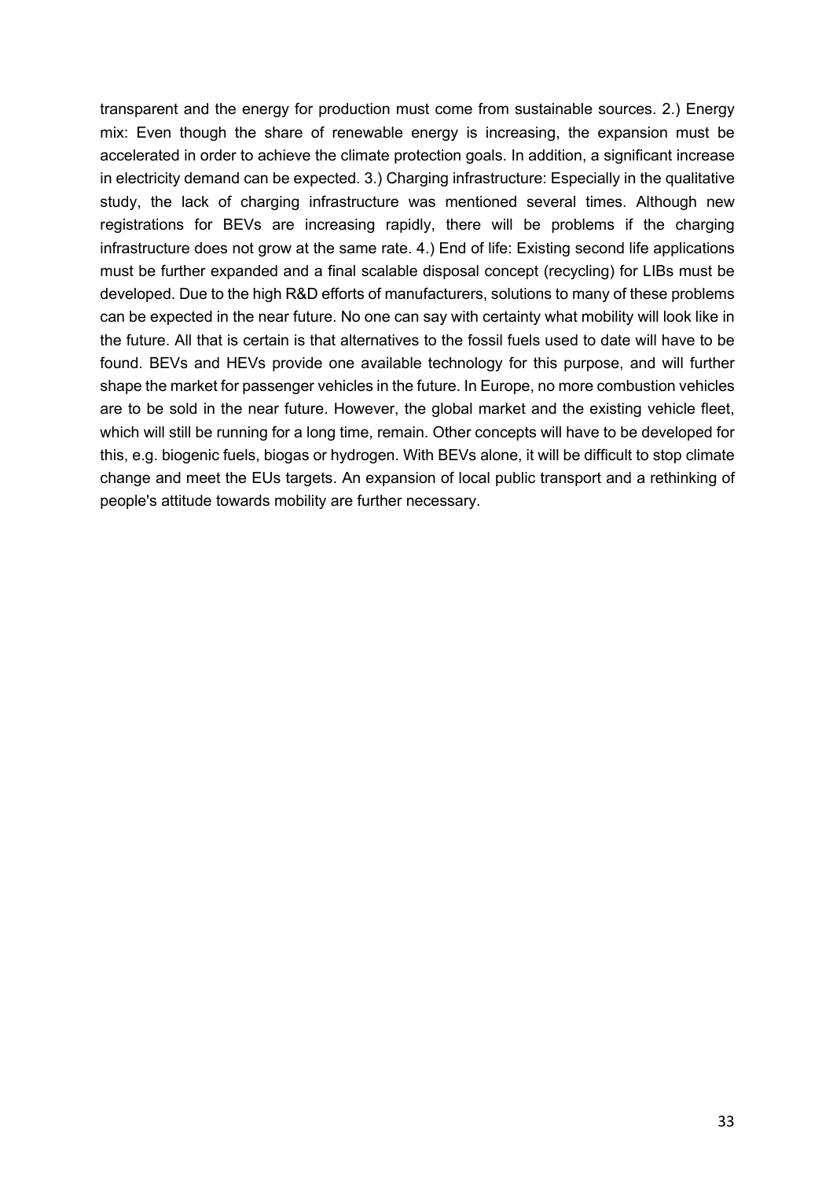transparent and the energy for production must come from sustainable sources. 2.) Energy mix: Even though the share of renewable energy is increasing, the expansion must be accelerated in order to achieve the climate protection goals. In addition, a significant increase in electricity demand can be expected. 3.) Charging infrastructure: Especially in the qualitative study, the lack of charging infrastructure was mentioned several times. Although new registrations for BEVs are increasing rapidly, there will be problems if the charging infrastructure does not grow at the same rate. 4.) End of life: Existing second life applications must be further expanded and a final scalable disposal concept (recycling) for LIBs must be developed. Due to the high R&D efforts of manufacturers, solutions to many of these problems can be expected in the near future. No one can say with certainty what mobility will look like in the future. All that is certain is that alternatives to the fossil fuels used to date will have to be found. BEVs and HEVs provide one available technology for this purpose, and will further shape the market for passenger vehicles in the future. In Europe, no more combustion vehicles are to be sold in the near future. However, the global market and the existing vehicle fleet, which will still be running for a long time, remain. Other concepts will have to be developed for this, e.g. biogenic fuels, biogas or hydrogen. With BEVs alone, it will be difficult to stop climate change and meet the EUs targets. An expansion of local public transport and a rethinking of people's attitude towards mobility are further necessary.